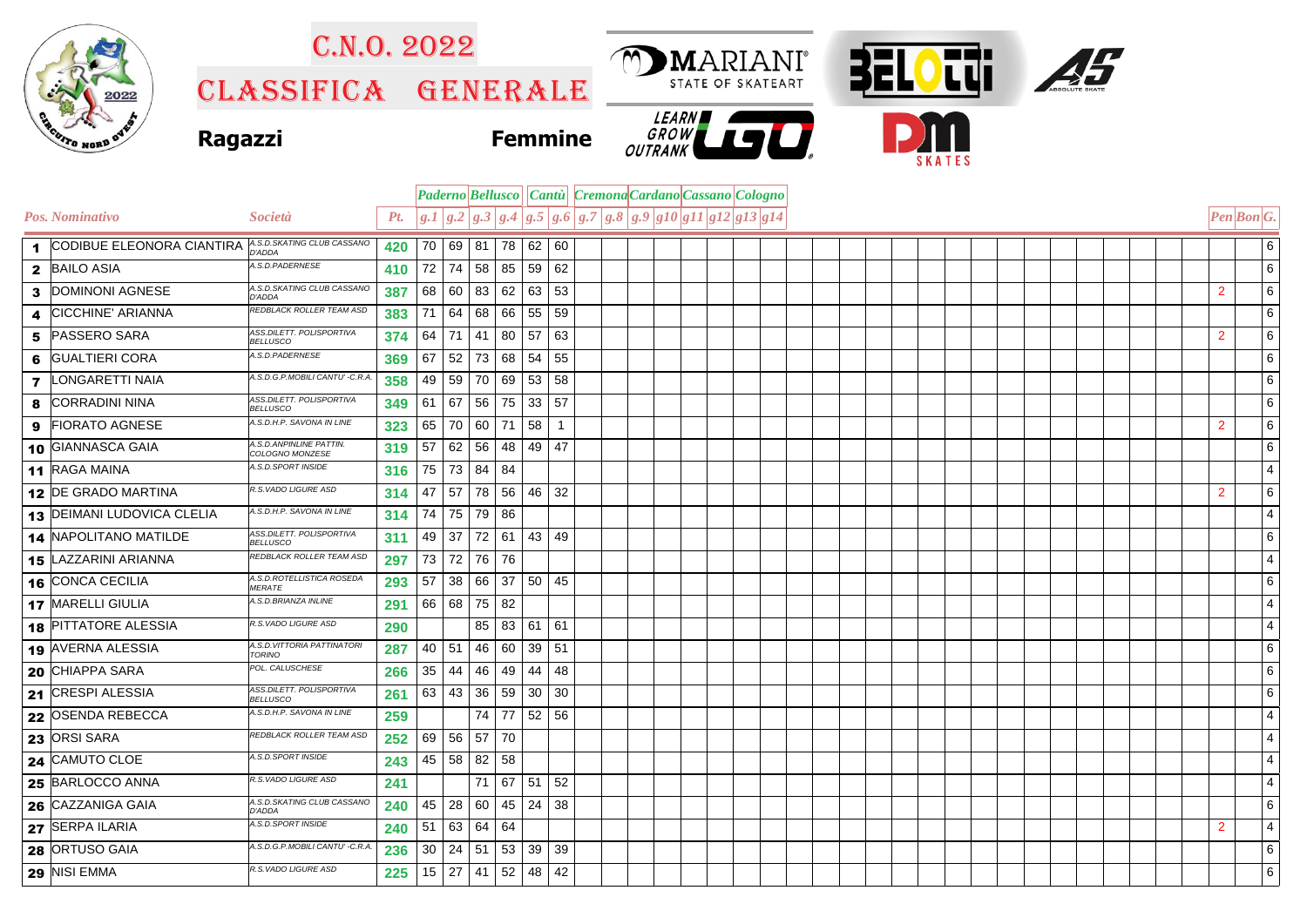# C.N.O. 2022

# CLASSIFICA GENERALE

**Ragazzi** **Femmine**

| Pos. | Nominativo | Società | Pt. | Paderno | | Bellusco | | Cantù | | Cremona | | Cardano | | Cassano | | Cologno | | Pen | Bon | G. |
|---|---|---|---|---|---|---|---|---|---|---|---|---|---|---|---|---|---|---|---|---|
| | | | | g.1 | g.2 | g.3 | g.4 | g.5 | g.6 | g.7 | g.8 | g.9 | g10 | g11 | g12 | g13 | g14 | | | |
| 1 | CODIBUE ELEONORA CIANTIRA | A.S.D.SKATING CLUB CASSANO D'ADDA | 420 | 70 | 69 | 81 | 78 | 62 | 60 | | | | | | | | | | | 6 |
| 2 | BAILO ASIA | A.S.D.PADERNESE | 410 | 72 | 74 | 58 | 85 | 59 | 62 | | | | | | | | | | | 6 |
| 3 | DOMINONI AGNESE | A.S.D.SKATING CLUB CASSANO D'ADDA | 387 | 68 | 60 | 83 | 62 | 63 | 53 | | | | | | | | | 2 | | 6 |
| 4 | CICCHINE' ARIANNA | REDBLACK ROLLER TEAM ASD | 383 | 71 | 64 | 68 | 66 | 55 | 59 | | | | | | | | | | | 6 |
| 5 | PASSERO SARA | ASS.DILETT. POLISPORTIVA BELLUSCO | 374 | 64 | 71 | 41 | 80 | 57 | 63 | | | | | | | | | 2 | | 6 |
| 6 | GUALTIERI CORA | A.S.D.PADERNESE | 369 | 67 | 52 | 73 | 68 | 54 | 55 | | | | | | | | | | | 6 |
| 7 | LONGARETTI NAIA | A.S.D.G.P.MOBILI CANTU' -C.R.A. | 358 | 49 | 59 | 70 | 69 | 53 | 58 | | | | | | | | | | | 6 |
| 8 | CORRADINI NINA | ASS.DILETT. POLISPORTIVA BELLUSCO | 349 | 61 | 67 | 56 | 75 | 33 | 57 | | | | | | | | | | | 6 |
| 9 | FIORATO AGNESE | A.S.D.H.P. SAVONA IN LINE | 323 | 65 | 70 | 60 | 71 | 58 | 1 | | | | | | | | | 2 | | 6 |
| 10 | GIANNASCA GAIA | A.S.D.ANPINLINE PATTIN. COLOGNO MONZESE | 319 | 57 | 62 | 56 | 48 | 49 | 47 | | | | | | | | | | | 6 |
| 11 | RAGA MAINA | A.S.D.SPORT INSIDE | 316 | 75 | 73 | 84 | 84 | | | | | | | | | | | | | 4 |
| 12 | DE GRADO MARTINA | R.S.VADO LIGURE ASD | 314 | 47 | 57 | 78 | 56 | 46 | 32 | | | | | | | | | 2 | | 6 |
| 13 | DEIMANI LUDOVICA CLELIA | A.S.D.H.P. SAVONA IN LINE | 314 | 74 | 75 | 79 | 86 | | | | | | | | | | | | | 4 |
| 14 | NAPOLITANO MATILDE | ASS.DILETT. POLISPORTIVA BELLUSCO | 311 | 49 | 37 | 72 | 61 | 43 | 49 | | | | | | | | | | | 6 |
| 15 | LAZZARINI ARIANNA | REDBLACK ROLLER TEAM ASD | 297 | 73 | 72 | 76 | 76 | | | | | | | | | | | | | 4 |
| 16 | CONCA CECILIA | A.S.D.ROTELLISTICA ROSEDA MERATE | 293 | 57 | 38 | 66 | 37 | 50 | 45 | | | | | | | | | | | 6 |
| 17 | MARELLI GIULIA | A.S.D.BRIANZA INLINE | 291 | 66 | 68 | 75 | 82 | | | | | | | | | | | | | 4 |
| 18 | PITTATORE ALESSIA | R.S.VADO LIGURE ASD | 290 | | | 85 | 83 | 61 | 61 | | | | | | | | | | | 4 |
| 19 | AVERNA ALESSIA | A.S.D.VITTORIA PATTINATORI TORINO | 287 | 40 | 51 | 46 | 60 | 39 | 51 | | | | | | | | | | | 6 |
| 20 | CHIAPPA SARA | POL. CALUSCHESE | 266 | 35 | 44 | 46 | 49 | 44 | 48 | | | | | | | | | | | 6 |
| 21 | CRESPI ALESSIA | ASS.DILETT. POLISPORTIVA BELLUSCO | 261 | 63 | 43 | 36 | 59 | 30 | 30 | | | | | | | | | | | 6 |
| 22 | OSENDA REBECCA | A.S.D.H.P. SAVONA IN LINE | 259 | | | 74 | 77 | 52 | 56 | | | | | | | | | | | 4 |
| 23 | ORSI SARA | REDBLACK ROLLER TEAM ASD | 252 | 69 | 56 | 57 | 70 | | | | | | | | | | | | | 4 |
| 24 | CAMUTO CLOE | A.S.D.SPORT INSIDE | 243 | 45 | 58 | 82 | 58 | | | | | | | | | | | | | 4 |
| 25 | BARLOCCO ANNA | R.S.VADO LIGURE ASD | 241 | | | 71 | 67 | 51 | 52 | | | | | | | | | | | 4 |
| 26 | CAZZANIGA GAIA | A.S.D.SKATING CLUB CASSANO D'ADDA | 240 | 45 | 28 | 60 | 45 | 24 | 38 | | | | | | | | | | | 6 |
| 27 | SERPA ILARIA | A.S.D.SPORT INSIDE | 240 | 51 | 63 | 64 | 64 | | | | | | | | | | | 2 | | 4 |
| 28 | ORTUSO GAIA | A.S.D.G.P.MOBILI CANTU' -C.R.A. | 236 | 30 | 24 | 51 | 53 | 39 | 39 | | | | | | | | | | | 6 |
| 29 | NISI EMMA | R.S.VADO LIGURE ASD | 225 | 15 | 27 | 41 | 52 | 48 | 42 | | | | | | | | | | | 6 |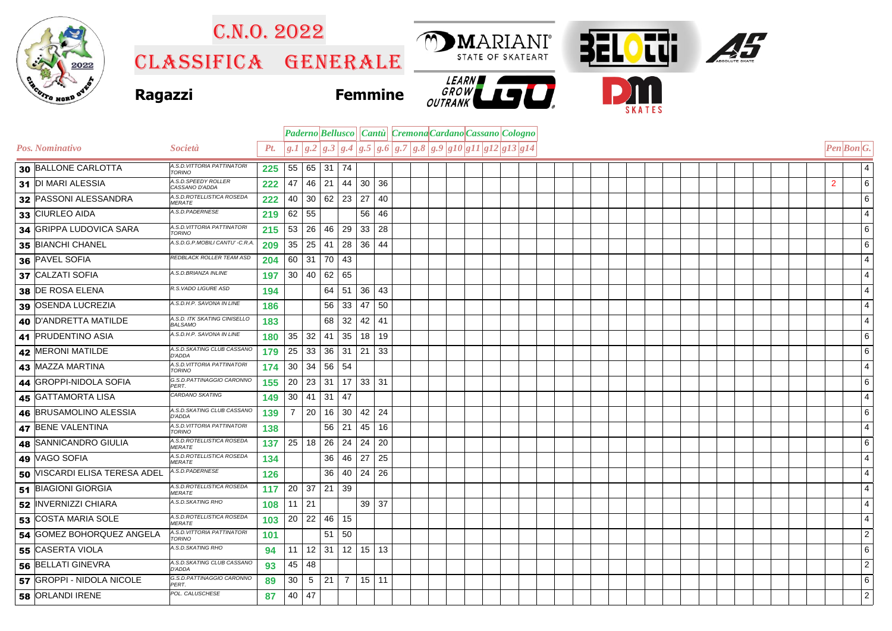# C.N.O. 2022

## CLASSIFICA GENERALE

**Ragazzi** **Femmine**

| Pos. | Nominativo | Società | Pt. | g.1 Paderno | g.2 Paderno | g.3 Bellusco | g.4 Bellusco | g.5 Cantù | g.6 Cantù | g.7 Cremona | g.8 Cremona | g.9 Cardano | g10 Cardano | g11 Cassano | g12 Cassano | g13 Cologno | g14 Cologno | Pen | Bon | G. |
|---|---|---|---|---|---|---|---|---|---|---|---|---|---|---|---|---|---|---|---|---|
| 30 | BALLONE CARLOTTA | A.S.D.VITTORIA PATTINATORI TORINO | 225 | 55 | 65 | 31 | 74 | | | | | | | | | | | | | 4 |
| 31 | DI MARI ALESSIA | A.S.D.SPEEDY ROLLER CASSANO D'ADDA | 222 | 47 | 46 | 21 | 44 | 30 | 36 | | | | | | | | | 2 | | 6 |
| 32 | PASSONI ALESSANDRA | A.S.D.ROTELLISTICA ROSEDA MERATE | 222 | 40 | 30 | 62 | 23 | 27 | 40 | | | | | | | | | | | 6 |
| 33 | CIURLEO AIDA | A.S.D.PADERNESE | 219 | 62 | 55 | | | 56 | 46 | | | | | | | | | | | 4 |
| 34 | GRIPPA LUDOVICA SARA | A.S.D.VITTORIA PATTINATORI TORINO | 215 | 53 | 26 | 46 | 29 | 33 | 28 | | | | | | | | | | | 6 |
| 35 | BIANCHI CHANEL | A.S.D.G.P.MOBILI CANTU' -C.R.A. | 209 | 35 | 25 | 41 | 28 | 36 | 44 | | | | | | | | | | | 6 |
| 36 | PAVEL SOFIA | REDBLACK ROLLER TEAM ASD | 204 | 60 | 31 | 70 | 43 | | | | | | | | | | | | | 4 |
| 37 | CALZATI SOFIA | A.S.D.BRIANZA INLINE | 197 | 30 | 40 | 62 | 65 | | | | | | | | | | | | | 4 |
| 38 | DE ROSA ELENA | R.S.VADO LIGURE ASD | 194 | | | 64 | 51 | 36 | 43 | | | | | | | | | | | 4 |
| 39 | OSENDA LUCREZIA | A.S.D.H.P. SAVONA IN LINE | 186 | | | 56 | 33 | 47 | 50 | | | | | | | | | | | 4 |
| 40 | D'ANDRETTA MATILDE | A.S.D. ITK SKATING CINISELLO BALSAMO | 183 | | | 68 | 32 | 42 | 41 | | | | | | | | | | | 4 |
| 41 | PRUDENTINO ASIA | A.S.D.H.P. SAVONA IN LINE | 180 | 35 | 32 | 41 | 35 | 18 | 19 | | | | | | | | | | | 6 |
| 42 | MERONI MATILDE | A.S.D.SKATING CLUB CASSANO D'ADDA | 179 | 25 | 33 | 36 | 31 | 21 | 33 | | | | | | | | | | | 6 |
| 43 | MAZZA MARTINA | A.S.D.VITTORIA PATTINATORI TORINO | 174 | 30 | 34 | 56 | 54 | | | | | | | | | | | | | 4 |
| 44 | GROPPI-NIDOLA SOFIA | G.S.D.PATTINAGGIO CARONNO PERT. | 155 | 20 | 23 | 31 | 17 | 33 | 31 | | | | | | | | | | | 6 |
| 45 | GATTAMORTA LISA | CARDANO SKATING | 149 | 30 | 41 | 31 | 47 | | | | | | | | | | | | | 4 |
| 46 | BRUSAMOLINO ALESSIA | A.S.D.SKATING CLUB CASSANO D'ADDA | 139 | 7 | 20 | 16 | 30 | 42 | 24 | | | | | | | | | | | 6 |
| 47 | BENE VALENTINA | A.S.D.VITTORIA PATTINATORI TORINO | 138 | | | 56 | 21 | 45 | 16 | | | | | | | | | | | 4 |
| 48 | SANNICANDRO GIULIA | A.S.D.ROTELLISTICA ROSEDA MERATE | 137 | 25 | 18 | 26 | 24 | 24 | 20 | | | | | | | | | | | 6 |
| 49 | VAGO SOFIA | A.S.D.ROTELLISTICA ROSEDA MERATE | 134 | | | 36 | 46 | 27 | 25 | | | | | | | | | | | 4 |
| 50 | VISCARDI ELISA TERESA ADEL | A.S.D.PADERNESE | 126 | | | 36 | 40 | 24 | 26 | | | | | | | | | | | 4 |
| 51 | BIAGIONI GIORGIA | A.S.D.ROTELLISTICA ROSEDA MERATE | 117 | 20 | 37 | 21 | 39 | | | | | | | | | | | | | 4 |
| 52 | INVERNIZZI CHIARA | A.S.D.SKATING RHO | 108 | 11 | 21 | | | 39 | 37 | | | | | | | | | | | 4 |
| 53 | COSTA MARIA SOLE | A.S.D.ROTELLISTICA ROSEDA MERATE | 103 | 20 | 22 | 46 | 15 | | | | | | | | | | | | | 4 |
| 54 | GOMEZ BOHORQUEZ ANGELA | A.S.D.VITTORIA PATTINATORI TORINO | 101 | | | 51 | 50 | | | | | | | | | | | | | 2 |
| 55 | CASERTA VIOLA | A.S.D.SKATING RHO | 94 | 11 | 12 | 31 | 12 | 15 | 13 | | | | | | | | | | | 6 |
| 56 | BELLATI GINEVRA | A.S.D.SKATING CLUB CASSANO D'ADDA | 93 | 45 | 48 | | | | | | | | | | | | | | | 2 |
| 57 | GROPPI - NIDOLA NICOLE | G.S.D.PATTINAGGIO CARONNO PERT. | 89 | 30 | 5 | 21 | 7 | 15 | 11 | | | | | | | | | | | 6 |
| 58 | ORLANDI IRENE | POL. CALUSCHESE | 87 | 40 | 47 | | | | | | | | | | | | | | | 2 |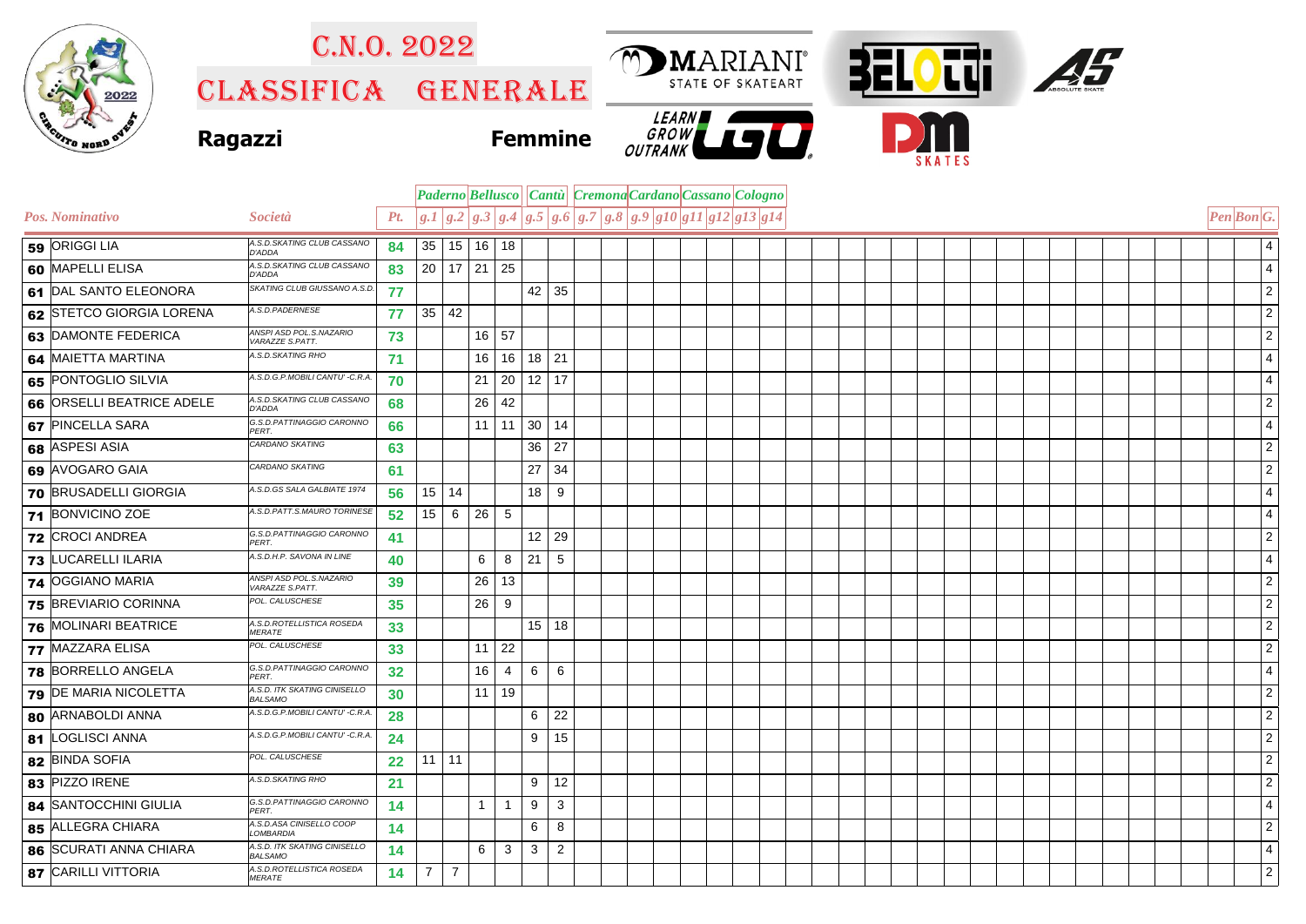# C.N.O. 2022

# CLASSIFICA GENERALE

**Ragazzi** **Femmine**

| Pos. | Nominativo | Società | Pt. | Paderno | | Bellusco | | Cantù | | Cremona | | Cardano | | Cassano | | Cologno | | Pen | Bon | G. |
|---|---|---|---|---|---|---|---|---|---|---|---|---|---|---|---|---|---|---|---|---|
| | | | | g.1 | g.2 | g.3 | g.4 | g.5 | g.6 | g.7 | g.8 | g.9 | g10 | g11 | g12 | g13 | g14 | | | |
| 59 | ORIGGI LIA | A.S.D.SKATING CLUB CASSANO D'ADDA | 84 | 35 | 15 | 16 | 18 | | | | | | | | | | | | | 4 |
| 60 | MAPELLI ELISA | A.S.D.SKATING CLUB CASSANO D'ADDA | 83 | 20 | 17 | 21 | 25 | | | | | | | | | | | | | 4 |
| 61 | DAL SANTO ELEONORA | SKATING CLUB GIUSSANO A.S.D. | 77 | | | | | 42 | 35 | | | | | | | | | | | 2 |
| 62 | STETCO GIORGIA LORENA | A.S.D.PADERNESE | 77 | 35 | 42 | | | | | | | | | | | | | | | 2 |
| 63 | DAMONTE FEDERICA | ANSPI ASD POL.S.NAZARIO VARAZZE S.PATT. | 73 | | | 16 | 57 | | | | | | | | | | | | | 2 |
| 64 | MAIETTA MARTINA | A.S.D.SKATING RHO | 71 | | | 16 | 16 | 18 | 21 | | | | | | | | | | | 4 |
| 65 | PONTOGLIO SILVIA | A.S.D.G.P.MOBILI CANTU' -C.R.A. | 70 | | | 21 | 20 | 12 | 17 | | | | | | | | | | | 4 |
| 66 | ORSELLI BEATRICE ADELE | A.S.D.SKATING CLUB CASSANO D'ADDA | 68 | | | 26 | 42 | | | | | | | | | | | | | 2 |
| 67 | PINCELLA SARA | G.S.D.PATTINAGGIO CARONNO PERT. | 66 | | | 11 | 11 | 30 | 14 | | | | | | | | | | | 4 |
| 68 | ASPESI ASIA | CARDANO SKATING | 63 | | | | | 36 | 27 | | | | | | | | | | | 2 |
| 69 | AVOGARO GAIA | CARDANO SKATING | 61 | | | | | 27 | 34 | | | | | | | | | | | 2 |
| 70 | BRUSADELLI GIORGIA | A.S.D.GS SALA GALBIATE 1974 | 56 | 15 | 14 | | | 18 | 9 | | | | | | | | | | | 4 |
| 71 | BONVICINO ZOE | A.S.D.PATT.S.MAURO TORINESE | 52 | 15 | 6 | 26 | 5 | | | | | | | | | | | | | 4 |
| 72 | CROCI ANDREA | G.S.D.PATTINAGGIO CARONNO PERT. | 41 | | | | | 12 | 29 | | | | | | | | | | | 2 |
| 73 | LUCARELLI ILARIA | A.S.D.H.P. SAVONA IN LINE | 40 | | | 6 | 8 | 21 | 5 | | | | | | | | | | | 4 |
| 74 | OGGIANO MARIA | ANSPI ASD POL.S.NAZARIO VARAZZE S.PATT. | 39 | | | 26 | 13 | | | | | | | | | | | | | 2 |
| 75 | BREVIARIO CORINNA | POL. CALUSCHESE | 35 | | | 26 | 9 | | | | | | | | | | | | | 2 |
| 76 | MOLINARI BEATRICE | A.S.D.ROTELLISTICA ROSEDA MERATE | 33 | | | | | 15 | 18 | | | | | | | | | | | 2 |
| 77 | MAZZARA ELISA | POL. CALUSCHESE | 33 | | | 11 | 22 | | | | | | | | | | | | | 2 |
| 78 | BORRELLO ANGELA | G.S.D.PATTINAGGIO CARONNO PERT. | 32 | | | 16 | 4 | 6 | 6 | | | | | | | | | | | 4 |
| 79 | DE MARIA NICOLETTA | A.S.D. ITK SKATING CINISELLO BALSAMO | 30 | | | 11 | 19 | | | | | | | | | | | | | 2 |
| 80 | ARNABOLDI ANNA | A.S.D.G.P.MOBILI CANTU' -C.R.A. | 28 | | | | | 6 | 22 | | | | | | | | | | | 2 |
| 81 | LOGLISCI ANNA | A.S.D.G.P.MOBILI CANTU' -C.R.A. | 24 | | | | | 9 | 15 | | | | | | | | | | | 2 |
| 82 | BINDA SOFIA | POL. CALUSCHESE | 22 | 11 | 11 | | | | | | | | | | | | | | | 2 |
| 83 | PIZZO IRENE | A.S.D.SKATING RHO | 21 | | | | | 9 | 12 | | | | | | | | | | | 2 |
| 84 | SANTOCCHINI GIULIA | G.S.D.PATTINAGGIO CARONNO PERT. | 14 | | | 1 | 1 | 9 | 3 | | | | | | | | | | | 4 |
| 85 | ALLEGRA CHIARA | A.S.D.ASA CINISELLO COOP LOMBARDIA | 14 | | | | | 6 | 8 | | | | | | | | | | | 2 |
| 86 | SCURATI ANNA CHIARA | A.S.D. ITK SKATING CINISELLO BALSAMO | 14 | | | 6 | 3 | 3 | 2 | | | | | | | | | | | 4 |
| 87 | CARILLI VITTORIA | A.S.D.ROTELLISTICA ROSEDA MERATE | 14 | 7 | 7 | | | | | | | | | | | | | | | 2 |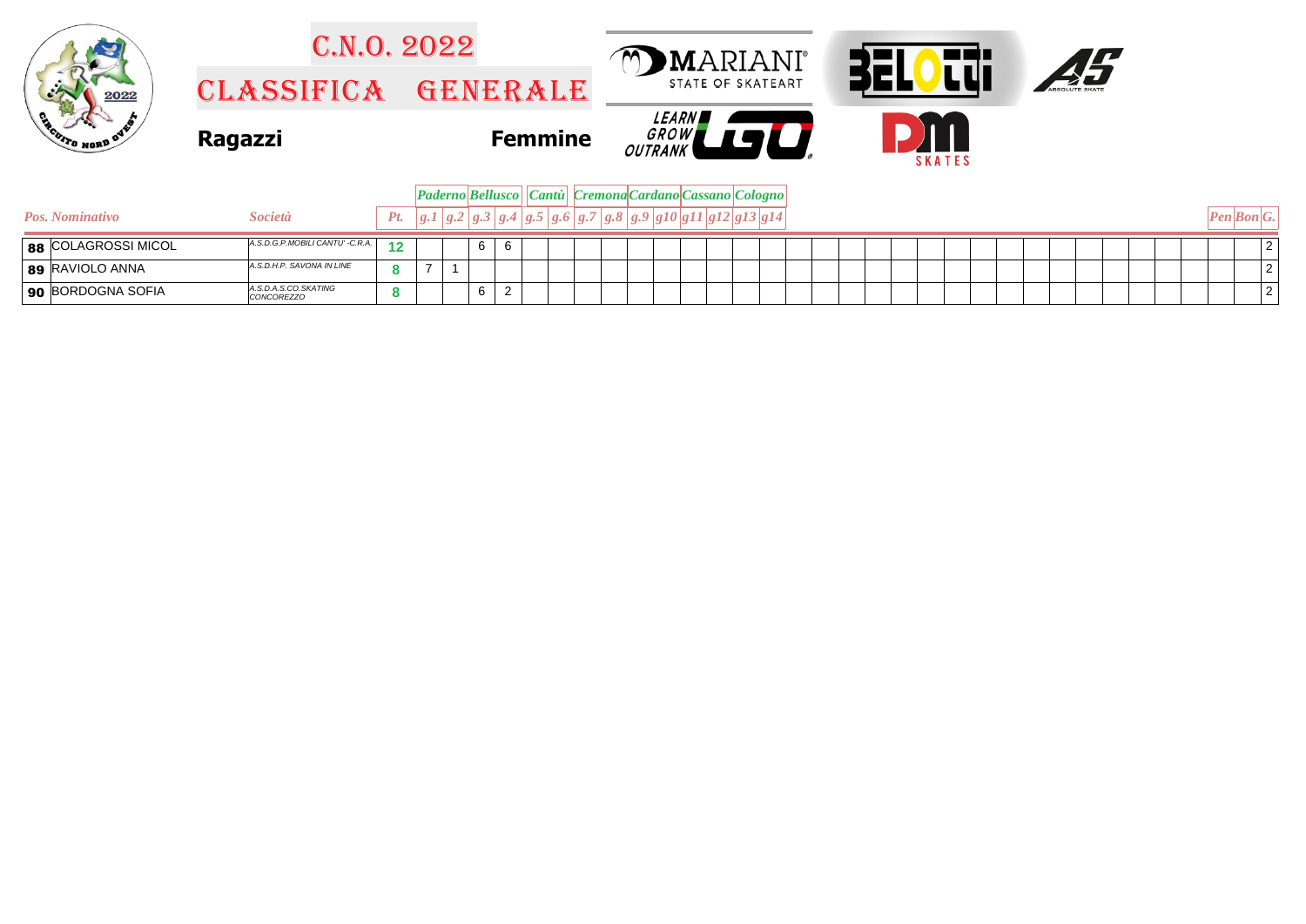# C.N.O. 2022

# CLASSIFICA GENERALE

**Ragazzi** **Femmine**

| Pos. | Nominativo | Società | Pt. | Paderno g.1 | g.2 | Bellusco g.3 | g.4 | Cantù g.5 | g.6 | Cremona g.7 | g.8 | Cardano g.9 | g10 | Cassano g11 | g12 | Cologno g13 | g14 | Pen | Bon | G. |
|---|---|---|---|---|---|---|---|---|---|---|---|---|---|---|---|---|---|---|---|---|
| 88 | COLAGROSSI MICOL | A.S.D.G.P.MOBILI CANTU' -C.R.A. | 12 | | | 6 | 6 | | | | | | | | | | | | | 2 |
| 89 | RAVIOLO ANNA | A.S.D.H.P. SAVONA IN LINE | 8 | 7 | 1 | | | | | | | | | | | | | | | 2 |
| 90 | BORDOGNA SOFIA | A.S.D.A.S.CO.SKATING CONCOREZZO | 8 | | | 6 | 2 | | | | | | | | | | | | | 2 |